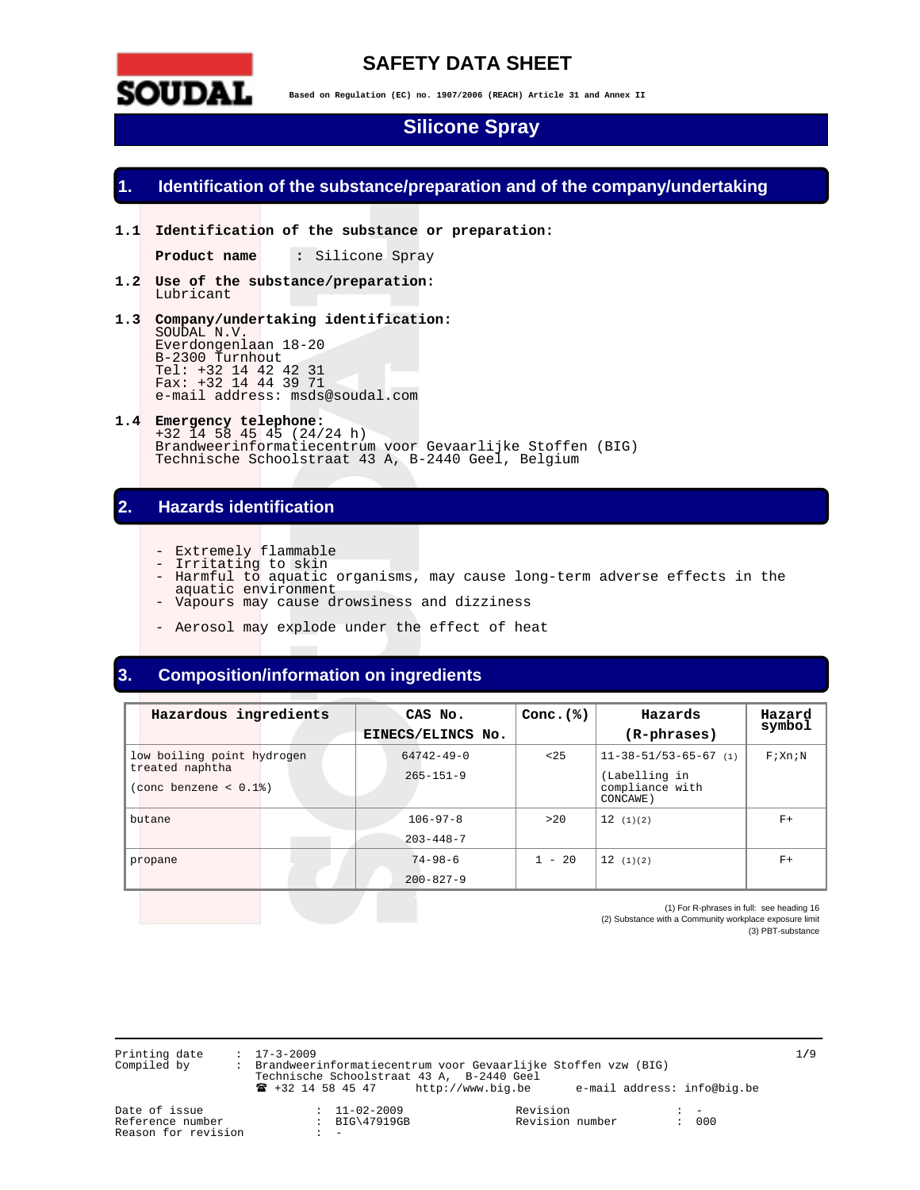# SAFETY DATA SHEET

**Based on Regulation (EC) no. 1907/2006 (REACH) Article 31 and Annex II**

# Silicone Spray

## 1. Identification of the substance/preparation and of the company/undertaking

**1.1 Identification of the substance or preparation:**

**Product name** : Silicone Spray

**1.2 Use of the substance/preparation:**
Lubricant

**1.3 Company/undertaking identification:**
SOUDAL N.V.
Everdongenlaan 18-20
B-2300 Turnhout
Tel: +32 14 42 42 31
Fax: +32 14 44 39 71
e-mail address: msds@soudal.com

**1.4 Emergency telephone:**
+32 14 58 45 45 (24/24 h)
Brandweerinformatiecentrum voor Gevaarlijke Stoffen (BIG)
Technische Schoolstraat 43 A, B-2440 Geel, Belgium

## 2. Hazards identification

- Extremely flammable
- Irritating to skin
- Harmful to aquatic organisms, may cause long-term adverse effects in the aquatic environment
- Vapours may cause drowsiness and dizziness
- Aerosol may explode under the effect of heat

## 3. Composition/information on ingredients

| Hazardous ingredients | CAS No. / EINECS/ELINCS No. | Conc.(%) | Hazards (R-phrases) | Hazard symbol |
|---|---|---|---|---|
| low boiling point hydrogen treated naphtha (conc benzene < 0.1%) | 64742-49-0 / 265-151-9 | <25 | 11-38-51/53-65-67 (1) (Labelling in compliance with CONCAWE) | F;Xn;N |
| butane | 106-97-8 / 203-448-7 | >20 | 12 (1)(2) | F+ |
| propane | 74-98-6 / 200-827-9 | 1 - 20 | 12 (1)(2) | F+ |

(1) For R-phrases in full: see heading 16
(2) Substance with a Community workplace exposure limit
(3) PBT-substance

Printing date : 17-3-2009
Compiled by : Brandweerinformatiecentrum voor Gevaarlijke Stoffen vzw (BIG)
Technische Schoolstraat 43 A, B-2440 Geel
☎ +32 14 58 45 47 http://www.big.be e-mail address: info@big.be

Date of issue : 11-02-2009 Revision : -
Reference number : BIG\47919GB Revision number : 000
Reason for revision : -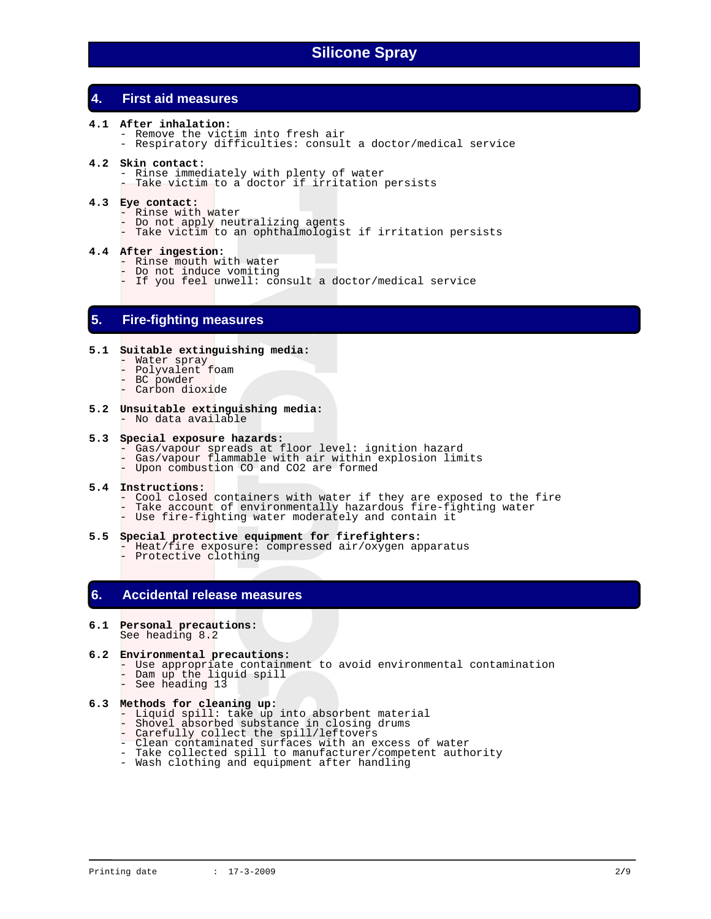# Silicone Spray

## 4. First aid measures

**4.1 After inhalation:**
- Remove the victim into fresh air
- Respiratory difficulties: consult a doctor/medical service

**4.2 Skin contact:**
- Rinse immediately with plenty of water
- Take victim to a doctor if irritation persists

**4.3 Eye contact:**
- Rinse with water
- Do not apply neutralizing agents
- Take victim to an ophthalmologist if irritation persists

**4.4 After ingestion:**
- Rinse mouth with water
- Do not induce vomiting
- If you feel unwell: consult a doctor/medical service

## 5. Fire-fighting measures

**5.1 Suitable extinguishing media:**
- Water spray
- Polyvalent foam
- BC powder
- Carbon dioxide

**5.2 Unsuitable extinguishing media:**
- No data available

**5.3 Special exposure hazards:**
- Gas/vapour spreads at floor level: ignition hazard
- Gas/vapour flammable with air within explosion limits
- Upon combustion CO and $CO_2$ are formed

**5.4 Instructions:**
- Cool closed containers with water if they are exposed to the fire
- Take account of environmentally hazardous fire-fighting water
- Use fire-fighting water moderately and contain it

**5.5 Special protective equipment for firefighters:**
- Heat/fire exposure: compressed air/oxygen apparatus
- Protective clothing

## 6. Accidental release measures

**6.1 Personal precautions:**
See heading 8.2

**6.2 Environmental precautions:**
- Use appropriate containment to avoid environmental contamination
- Dam up the liquid spill
- See heading 13

**6.3 Methods for cleaning up:**
- Liquid spill: take up into absorbent material
- Shovel absorbed substance in closing drums
- Carefully collect the spill/leftovers
- Clean contaminated surfaces with an excess of water
- Take collected spill to manufacturer/competent authority
- Wash clothing and equipment after handling

Printing date : 17-3-2009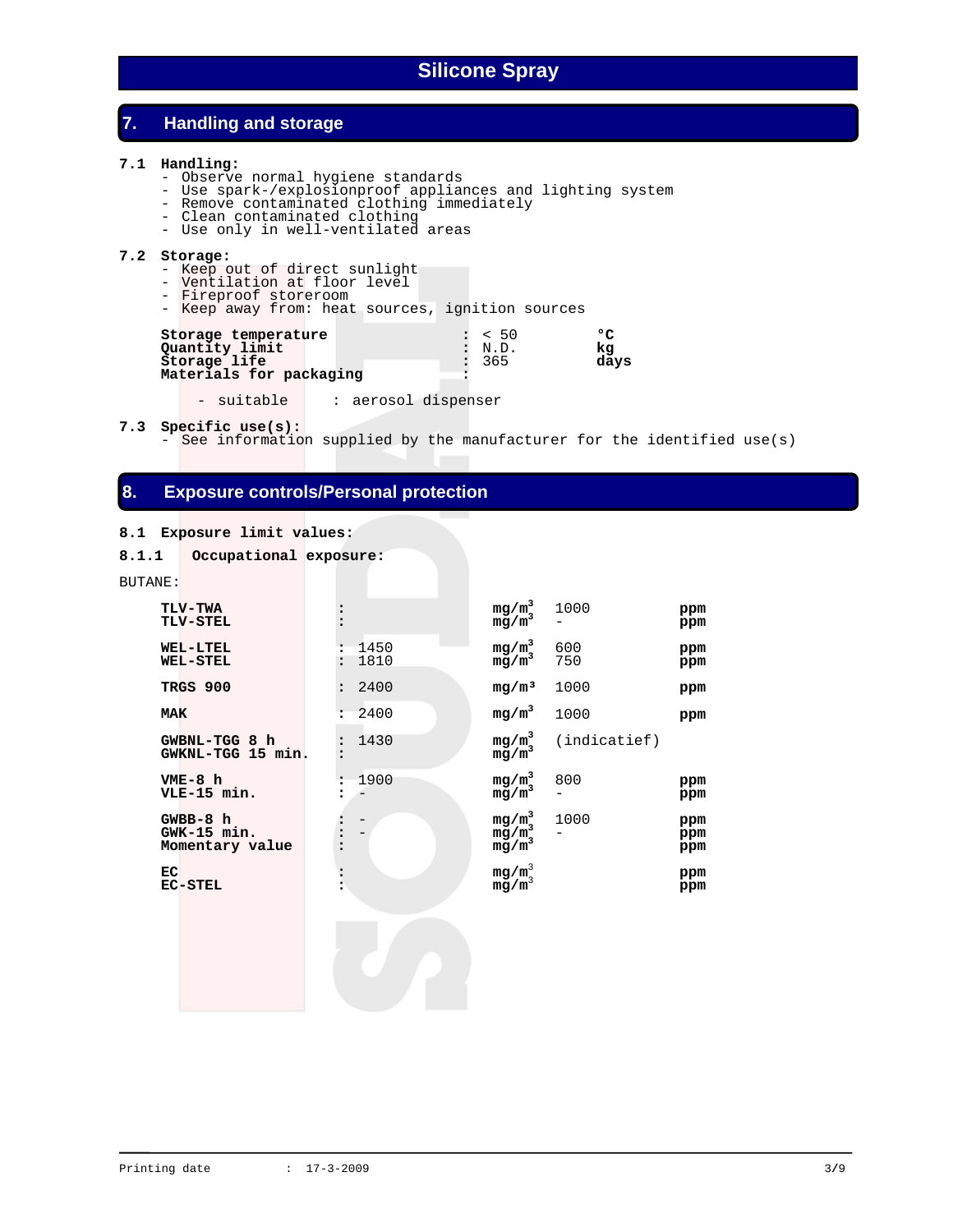## 7. Handling and storage

**7.1 Handling:**

- Observe normal hygiene standards
- Use spark-/explosionproof appliances and lighting system
- Remove contaminated clothing immediately
- Clean contaminated clothing
- Use only in well-ventilated areas

**7.2 Storage:**

- Keep out of direct sunlight
- Ventilation at floor level
- Fireproof storeroom
- Keep away from: heat sources, ignition sources

| | | | |
|---|---|---|---|
| **Storage temperature** | : | < 50 | **°C** |
| **Quantity limit** | : | N.D. | **kg** |
| **Storage life** | : | 365 | **days** |
| **Materials for packaging** | : | | |

- suitable : aerosol dispenser

**7.3 Specific use(s):**

- See information supplied by the manufacturer for the identified use(s)

## 8. Exposure controls/Personal protection

**8.1 Exposure limit values:**

**8.1.1 Occupational exposure:**

BUTANE:

| | | | | | |
|---|---|---|---|---|---|
| **TLV-TWA** | : | | $mg/m^3$ | 1000 | **ppm** |
| **TLV-STEL** | : | | $mg/m^3$ | - | **ppm** |
| **WEL-LTEL** | : | 1450 | $mg/m^3$ | 600 | **ppm** |
| **WEL-STEL** | : | 1810 | $mg/m^3$ | 750 | **ppm** |
| **TRGS 900** | : | 2400 | $mg/m^3$ | 1000 | **ppm** |
| **MAK** | : | 2400 | $mg/m^3$ | 1000 | **ppm** |
| **GWBNL-TGG 8 h** | : | 1430 | $mg/m^3$ | (indicatief) | |
| **GWKNL-TGG 15 min.** | : | | $mg/m^3$ | | |
| **VME-8 h** | : | 1900 | $mg/m^3$ | 800 | **ppm** |
| **VLE-15 min.** | : | - | $mg/m^3$ | - | **ppm** |
| **GWBB-8 h** | : | - | $mg/m^3$ | 1000 | **ppm** |
| **GWK-15 min.** | : | - | $mg/m^3$ | - | **ppm** |
| **Momentary value** | : | | $mg/m^3$ | | **ppm** |
| **EC** | : | | $mg/m^3$ | | **ppm** |
| **EC-STEL** | : | | $mg/m^3$ | | **ppm** |

Printing date : 17-3-2009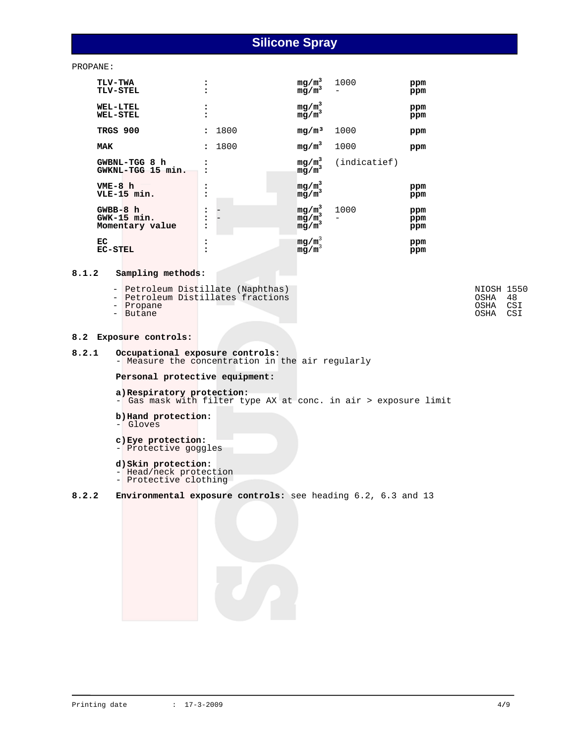PROPANE:

| | | | | | |
|---|---|---|---|---|---|
| **TLV-TWA** | : | | $mg/m^3$ | 1000 | **ppm** |
| **TLV-STEL** | : | | $mg/m^3$ | - | **ppm** |
| **WEL-LTEL** | : | | $mg/m^3$ | | **ppm** |
| **WEL-STEL** | : | | $mg/m^3$ | | **ppm** |
| **TRGS 900** | : | 1800 | $mg/m^3$ | 1000 | **ppm** |
| **MAK** | : | 1800 | $mg/m^3$ | 1000 | **ppm** |
| **GWBNL-TGG 8 h** | : | | $mg/m^3$ | (indicatief) | |
| **GWKNL-TGG 15 min.** | : | | $mg/m^3$ | | |
| **VME-8 h** | : | | $mg/m^3$ | | **ppm** |
| **VLE-15 min.** | : | | $mg/m^3$ | | **ppm** |
| **GWBB-8 h** | : | - | $mg/m^3$ | 1000 | **ppm** |
| **GWK-15 min.** | : | - | $mg/m^3$ | - | **ppm** |
| **Momentary value** | : | | $mg/m^3$ | | **ppm** |
| **EC** | : | | $mg/m^3$ | | **ppm** |
| **EC-STEL** | : | | $mg/m^3$ | | **ppm** |

**8.1.2 Sampling methods:**

| | |
|---|---|
| - Petroleum Distillate (Naphthas) | NIOSH 1550 |
| - Petroleum Distillates fractions | OSHA 48 |
| - Propane | OSHA CSI |
| - Butane | OSHA CSI |

## 8.2 Exposure controls:

**8.2.1 Occupational exposure controls:**
- Measure the concentration in the air regularly

**Personal protective equipment:**

**a) Respiratory protection:**
- Gas mask with filter type AX at conc. in air > exposure limit

**b) Hand protection:**
- Gloves

**c) Eye protection:**
- Protective goggles

**d) Skin protection:**
- Head/neck protection
- Protective clothing

**8.2.2 Environmental exposure controls:** see heading 6.2, 6.3 and 13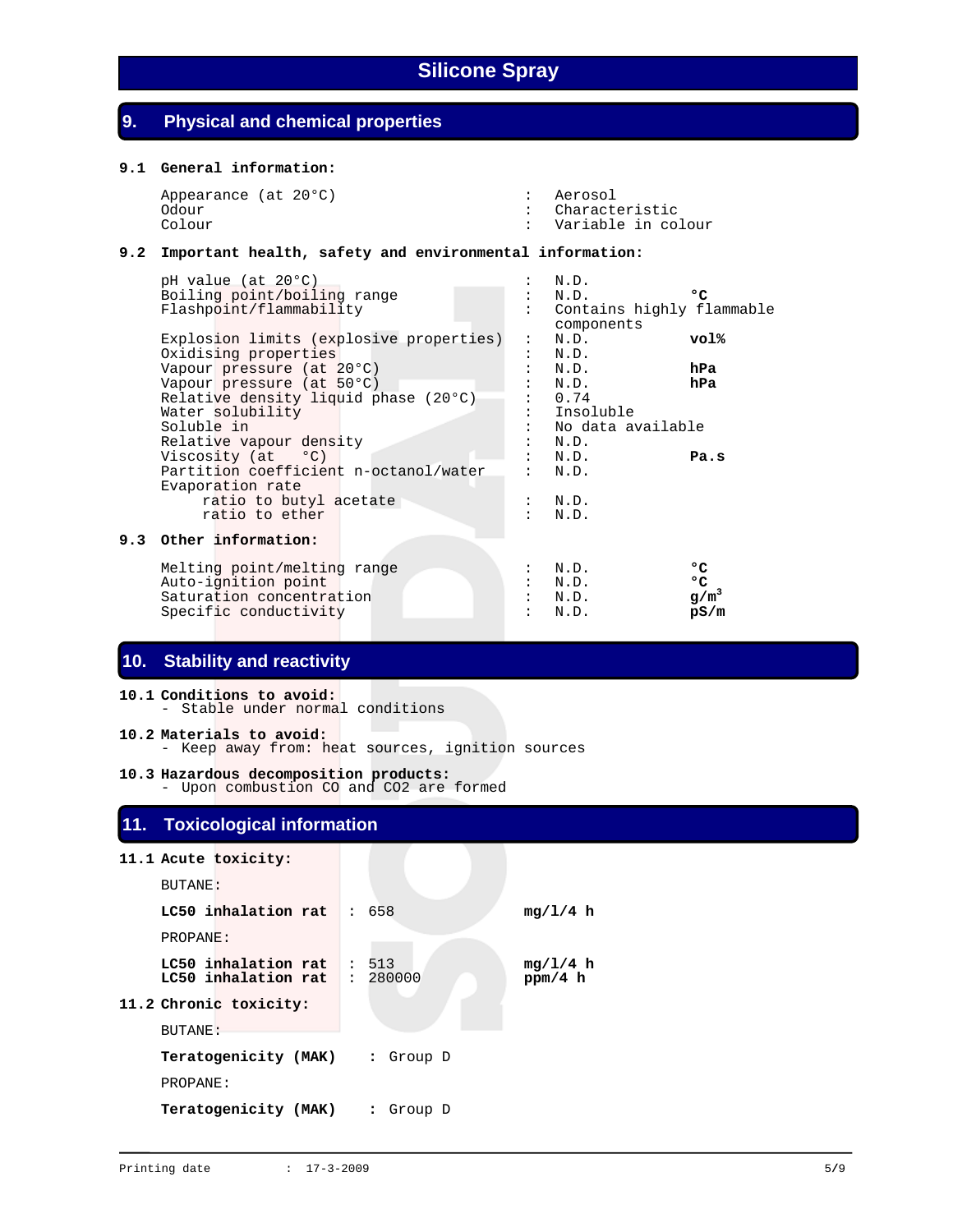## 9. Physical and chemical properties

### 9.1 General information:

| | | |
|---|---|---|
| Appearance (at 20°C) | : | Aerosol |
| Odour | : | Characteristic |
| Colour | : | Variable in colour |

### 9.2 Important health, safety and environmental information:

| | | | |
|---|---|---|---|
| pH value (at 20°C) | : | N.D. | |
| Boiling point/boiling range | : | N.D. | **°C** |
| Flashpoint/flammability | : | Contains highly flammable components | |
| Explosion limits (explosive properties) | : | N.D. | **vol%** |
| Oxidising properties | : | N.D. | |
| Vapour pressure (at 20°C) | : | N.D. | **hPa** |
| Vapour pressure (at 50°C) | : | N.D. | **hPa** |
| Relative density liquid phase (20°C) | : | 0.74 | |
| Water solubility | : | Insoluble | |
| Soluble in | : | No data available | |
| Relative vapour density | : | N.D. | |
| Viscosity (at °C) | : | N.D. | **Pa.s** |
| Partition coefficient n-octanol/water | : | N.D. | |
| Evaporation rate | | | |
| ratio to butyl acetate | : | N.D. | |
| ratio to ether | : | N.D. | |

### 9.3 Other information:

| | | | |
|---|---|---|---|
| Melting point/melting range | : | N.D. | **°C** |
| Auto-ignition point | : | N.D. | **°C** |
| Saturation concentration | : | N.D. | **g/m$^3$** |
| Specific conductivity | : | N.D. | **pS/m** |

## 10. Stability and reactivity

**10.1 Conditions to avoid:**
- Stable under normal conditions

**10.2 Materials to avoid:**
- Keep away from: heat sources, ignition sources

**10.3 Hazardous decomposition products:**
- Upon combustion CO and $CO_2$ are formed

## 11. Toxicological information

### 11.1 Acute toxicity:

BUTANE:

| | | | |
|---|---|---|---|
| **LC50 inhalation rat** | : | 658 | **mg/l/4 h** |

PROPANE:

| | | | |
|---|---|---|---|
| **LC50 inhalation rat** | : | 513 | **mg/l/4 h** |
| **LC50 inhalation rat** | : | 280000 | **ppm/4 h** |

### 11.2 Chronic toxicity:

BUTANE:

**Teratogenicity (MAK)** : Group D

PROPANE:

**Teratogenicity (MAK)** : Group D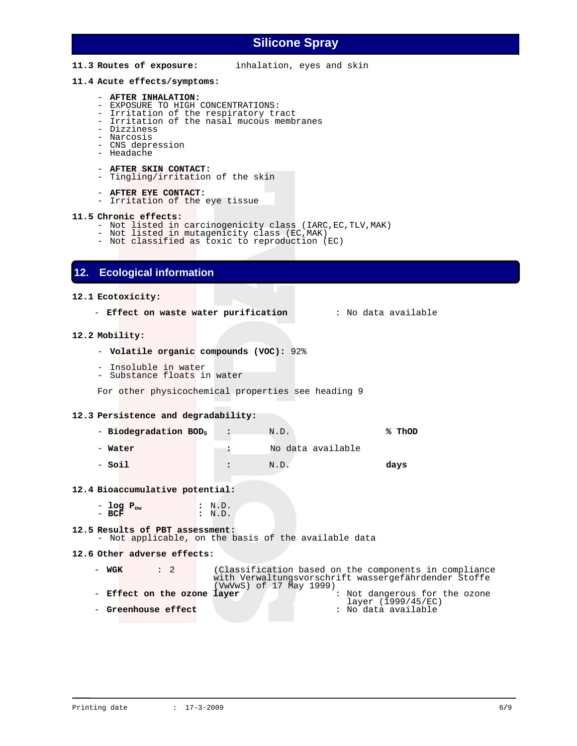**11.3 Routes of exposure:** inhalation, eyes and skin

**11.4 Acute effects/symptoms:**

- **AFTER INHALATION:**
- EXPOSURE TO HIGH CONCENTRATIONS:
- Irritation of the respiratory tract
- Irritation of the nasal mucous membranes
- Dizziness
- Narcosis
- CNS depression
- Headache

- **AFTER SKIN CONTACT:**
- Tingling/irritation of the skin

- **AFTER EYE CONTACT:**
- Irritation of the eye tissue

**11.5 Chronic effects:**
- Not listed in carcinogenicity class (IARC,EC,TLV,MAK)
- Not listed in mutagenicity class (EC,MAK)
- Not classified as toxic to reproduction (EC)

## 12. Ecological information

**12.1 Ecotoxicity:**

- **Effect on waste water purification** : No data available

**12.2 Mobility:**

- **Volatile organic compounds (VOC):** 92%

- Insoluble in water
- Substance floats in water

For other physicochemical properties see heading 9

**12.3 Persistence and degradability:**

| | | | |
|---|---|---|---|
| - **Biodegradation $BOD_5$** | : | N.D. | **% ThOD** |
| - **Water** | : | No data available | |
| - **Soil** | : | N.D. | **days** |

**12.4 Bioaccumulative potential:**

- **log $P_{ow}$** : N.D.
- **BCF** : N.D.

**12.5 Results of PBT assessment:**
- Not applicable, on the basis of the available data

**12.6 Other adverse effects:**

- **WGK** : 2 (Classification based on the components in compliance with Verwaltungsvorschrift wassergefährdender Stoffe (VwVwS) of 17 May 1999)
- **Effect on the ozone layer** : Not dangerous for the ozone layer (1999/45/EC)
- **Greenhouse effect** : No data available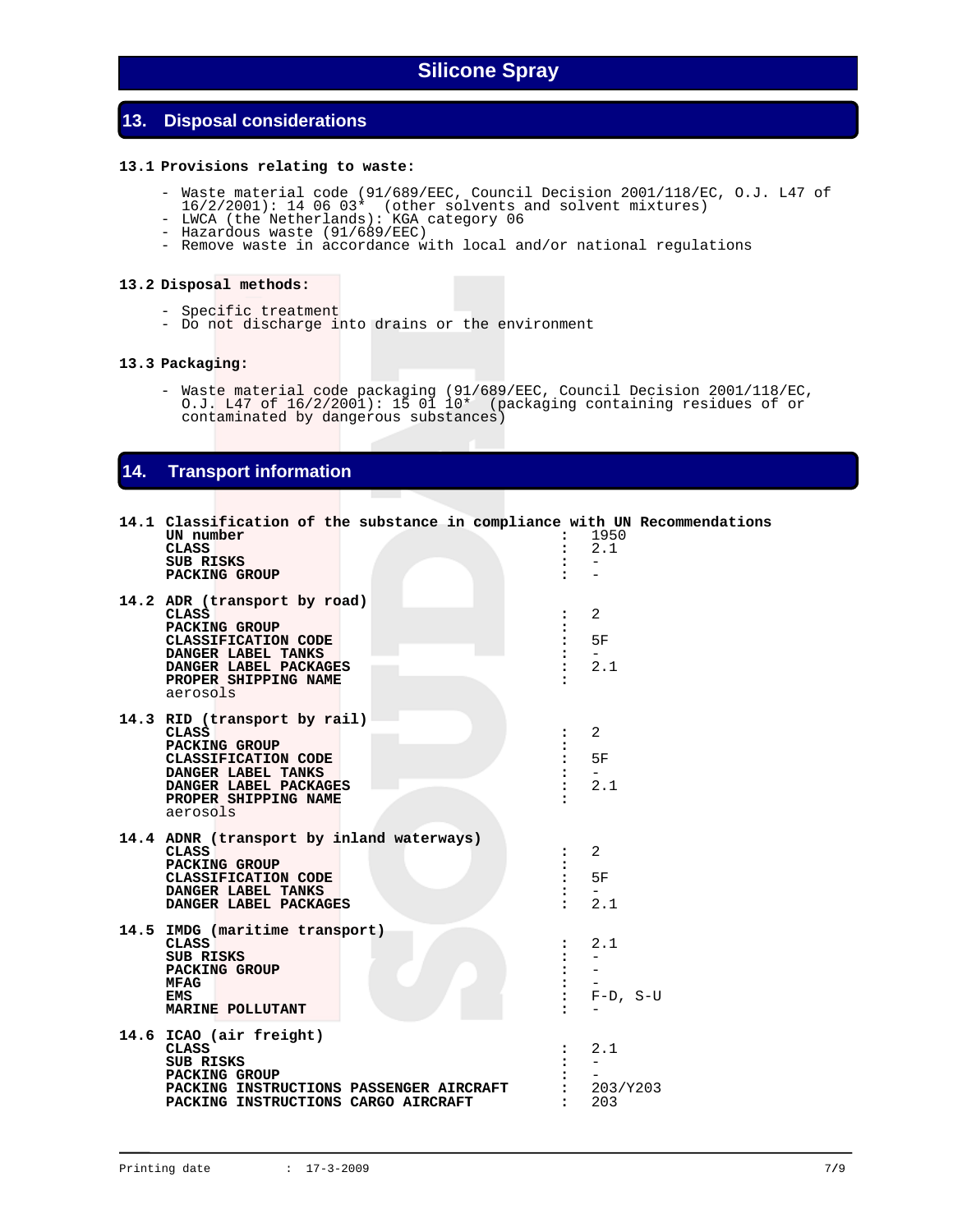# Silicone Spray

## 13. Disposal considerations

**13.1 Provisions relating to waste:**

- Waste material code (91/689/EEC, Council Decision 2001/118/EC, O.J. L47 of 16/2/2001): 14 06 03* (other solvents and solvent mixtures)
- LWCA (the Netherlands): KGA category 06
- Hazardous waste (91/689/EEC)
- Remove waste in accordance with local and/or national regulations

**13.2 Disposal methods:**

- Specific treatment
- Do not discharge into drains or the environment

**13.3 Packaging:**

- Waste material code packaging (91/689/EEC, Council Decision 2001/118/EC, O.J. L47 of 16/2/2001): 15 01 10* (packaging containing residues of or contaminated by dangerous substances)

## 14. Transport information

**14.1 Classification of the substance in compliance with UN Recommendations**

| | | |
|---|---|---|
| **UN number** | : | 1950 |
| **CLASS** | : | 2.1 |
| **SUB RISKS** | : | - |
| **PACKING GROUP** | : | - |

**14.2 ADR (transport by road)**

| | | |
|---|---|---|
| **CLASS** | : | 2 |
| **PACKING GROUP** | : | |
| **CLASSIFICATION CODE** | : | 5F |
| **DANGER LABEL TANKS** | : | - |
| **DANGER LABEL PACKAGES** | : | 2.1 |
| **PROPER SHIPPING NAME** | : | |

aerosols

**14.3 RID (transport by rail)**

| | | |
|---|---|---|
| **CLASS** | : | 2 |
| **PACKING GROUP** | : | |
| **CLASSIFICATION CODE** | : | 5F |
| **DANGER LABEL TANKS** | : | - |
| **DANGER LABEL PACKAGES** | : | 2.1 |
| **PROPER SHIPPING NAME** | : | |

aerosols

**14.4 ADNR (transport by inland waterways)**

| | | |
|---|---|---|
| **CLASS** | : | 2 |
| **PACKING GROUP** | : | |
| **CLASSIFICATION CODE** | : | 5F |
| **DANGER LABEL TANKS** | : | - |
| **DANGER LABEL PACKAGES** | : | 2.1 |

**14.5 IMDG (maritime transport)**

| | | |
|---|---|---|
| **CLASS** | : | 2.1 |
| **SUB RISKS** | : | - |
| **PACKING GROUP** | : | - |
| **MFAG** | : | - |
| **EMS** | : | F-D, S-U |
| **MARINE POLLUTANT** | : | - |

**14.6 ICAO (air freight)**

| | | |
|---|---|---|
| **CLASS** | : | 2.1 |
| **SUB RISKS** | : | - |
| **PACKING GROUP** | : | - |
| **PACKING INSTRUCTIONS PASSENGER AIRCRAFT** | : | 203/Y203 |
| **PACKING INSTRUCTIONS CARGO AIRCRAFT** | : | 203 |

Printing date : 17-3-2009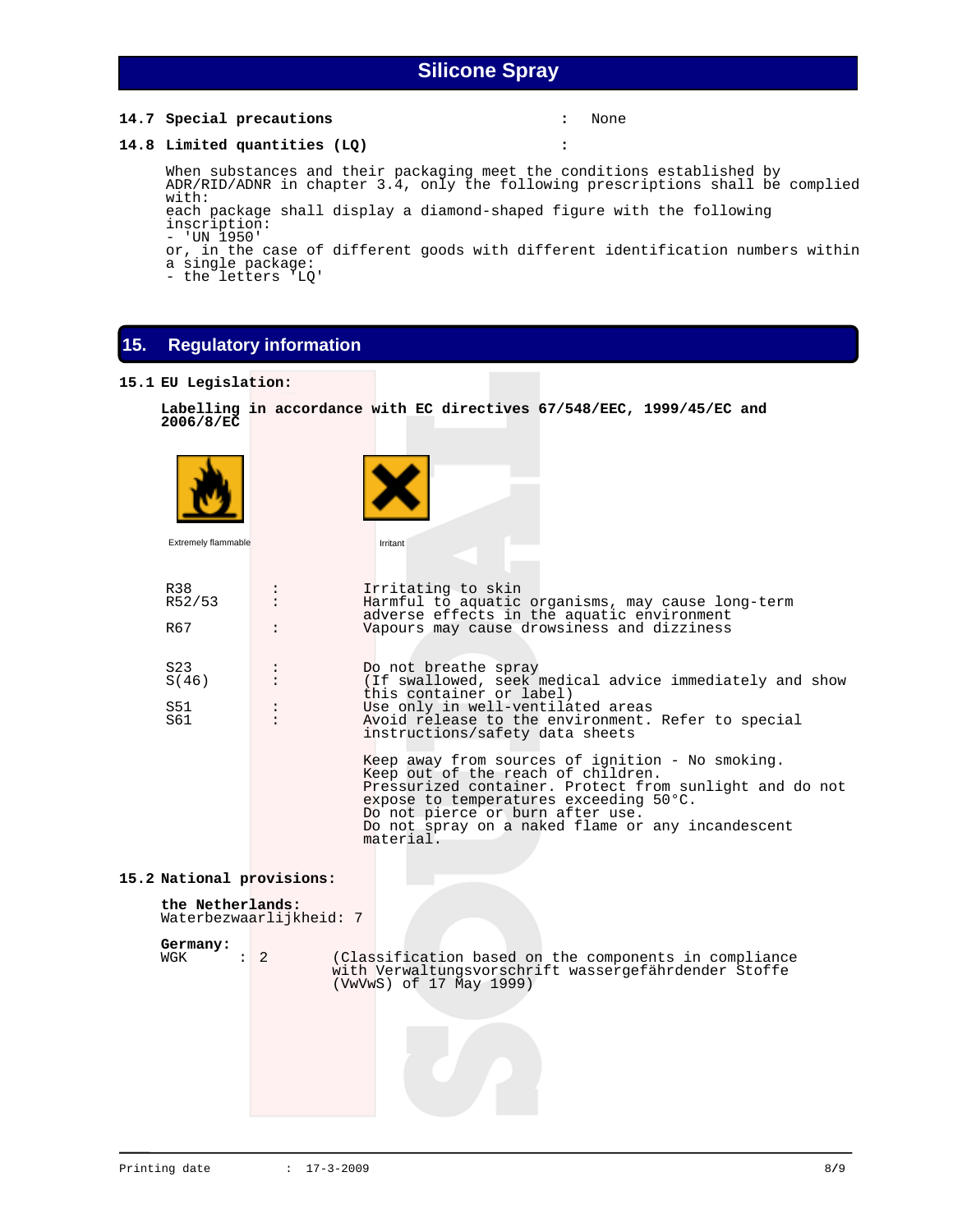**14.7 Special precautions** : None

**14.8 Limited quantities (LQ)** :

When substances and their packaging meet the conditions established by ADR/RID/ADNR in chapter 3.4, only the following prescriptions shall be complied with:
each package shall display a diamond-shaped figure with the following inscription:
- 'UN 1950'
or, in the case of different goods with different identification numbers within a single package:
- the letters 'LQ'

## 15. Regulatory information

**15.1 EU Legislation:**

**Labelling in accordance with EC directives 67/548/EEC, 1999/45/EC and 2006/8/EC**

Extremely flammable

Irritant

| | | |
|---|---|---|
| R38 | : | Irritating to skin |
| R52/53 | : | Harmful to aquatic organisms, may cause long-term adverse effects in the aquatic environment |
| R67 | : | Vapours may cause drowsiness and dizziness |
| S23 | : | Do not breathe spray |
| S(46) | : | (If swallowed, seek medical advice immediately and show this container or label) |
| S51 | : | Use only in well-ventilated areas |
| S61 | : | Avoid release to the environment. Refer to special instructions/safety data sheets |

Keep away from sources of ignition - No smoking.
Keep out of the reach of children.
Pressurized container. Protect from sunlight and do not expose to temperatures exceeding 50°C.
Do not pierce or burn after use.
Do not spray on a naked flame or any incandescent material.

**15.2 National provisions:**

**the Netherlands:**
Waterbezwaarlijkheid: 7

**Germany:**
WGK : 2 (Classification based on the components in compliance with Verwaltungsvorschrift wassergefährdender Stoffe (VwVwS) of 17 May 1999)

Printing date : 17-3-2009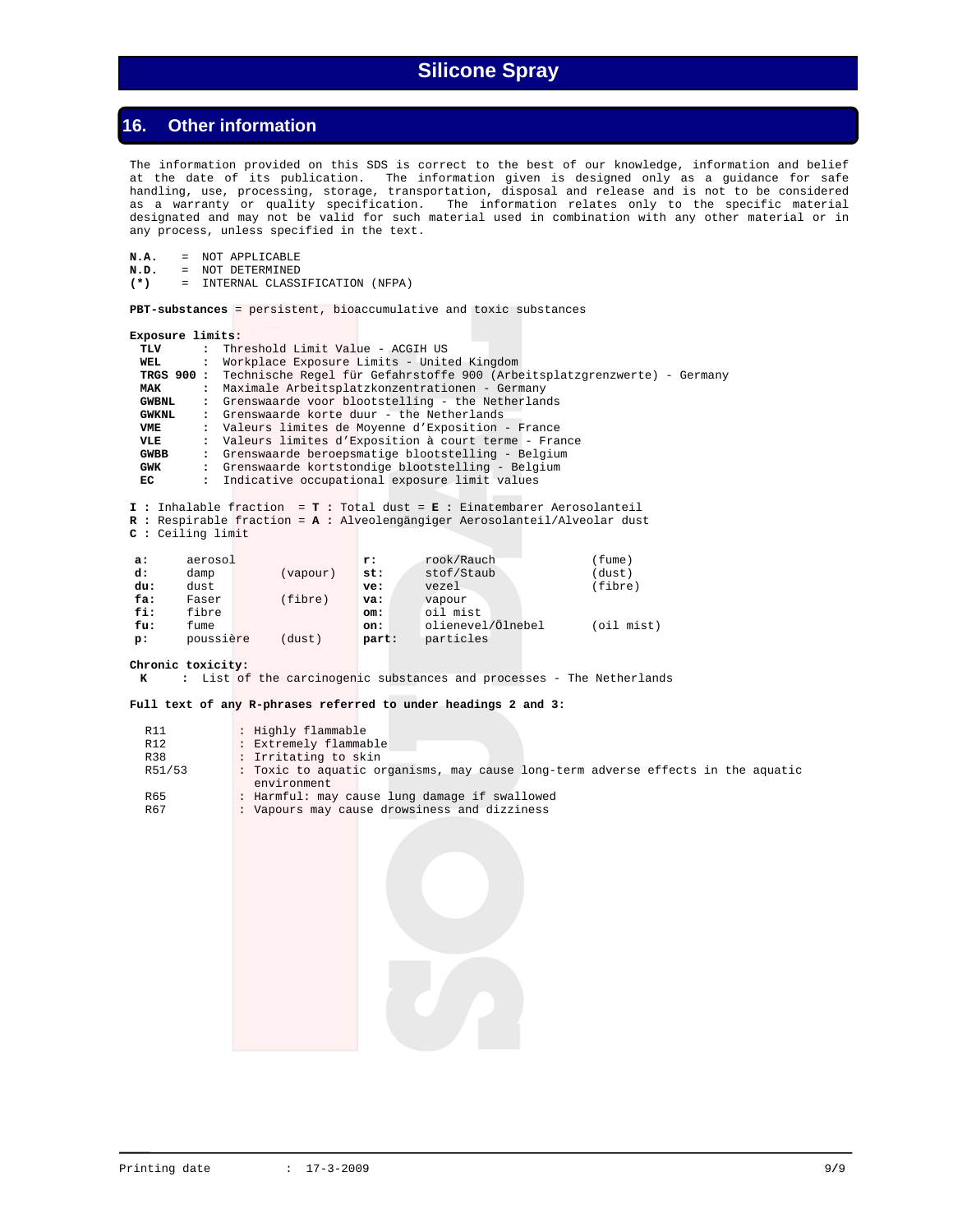## 16. Other information

The information provided on this SDS is correct to the best of our knowledge, information and belief at the date of its publication. The information given is designed only as a guidance for safe handling, use, processing, storage, transportation, disposal and release and is not to be considered as a warranty or quality specification. The information relates only to the specific material designated and may not be valid for such material used in combination with any other material or in any process, unless specified in the text.

**N.A.** = NOT APPLICABLE
**N.D.** = NOT DETERMINED
**(*)** = INTERNAL CLASSIFICATION (NFPA)

**PBT-substances** = persistent, bioaccumulative and toxic substances

**Exposure limits:**

| | | |
|---|---|---|
| **TLV** | : | Threshold Limit Value - ACGIH US |
| **WEL** | : | Workplace Exposure Limits - United Kingdom |
| **TRGS 900** | : | Technische Regel für Gefahrstoffe 900 (Arbeitsplatzgrenzwerte) - Germany |
| **MAK** | : | Maximale Arbeitsplatzkonzentrationen - Germany |
| **GWBNL** | : | Grenswaarde voor blootstelling - the Netherlands |
| **GWKNL** | : | Grenswaarde korte duur - the Netherlands |
| **VME** | : | Valeurs limites de Moyenne d'Exposition - France |
| **VLE** | : | Valeurs limites d'Exposition à court terme - France |
| **GWBB** | : | Grenswaarde beroepsmatige blootstelling - Belgium |
| **GWK** | : | Grenswaarde kortstondige blootstelling - Belgium |
| **EC** | : | Indicative occupational exposure limit values |

**I :** Inhalable fraction = **T :** Total dust = **E :** Einatembarer Aerosolanteil
**R :** Respirable fraction = **A :** Alveolengängiger Aerosolanteil/Alveolar dust
**C :** Ceiling limit

| | | | | | |
|---|---|---|---|---|---|
| **a:** | aerosol | | **r:** | rook/Rauch | (fume) |
| **d:** | damp | (vapour) | **st:** | stof/Staub | (dust) |
| **du:** | dust | | **ve:** | vezel | (fibre) |
| **fa:** | Faser | (fibre) | **va:** | vapour | |
| **fi:** | fibre | | **om:** | oil mist | |
| **fu:** | fume | | **on:** | olienevel/Ölnebel | (oil mist) |
| **p:** | poussière | (dust) | **part:** | particles | |

**Chronic toxicity:**
**K** : List of the carcinogenic substances and processes - The Netherlands

**Full text of any R-phrases referred to under headings 2 and 3:**

| | |
|---|---|
| R11 | : Highly flammable |
| R12 | : Extremely flammable |
| R38 | : Irritating to skin |
| R51/53 | : Toxic to aquatic organisms, may cause long-term adverse effects in the aquatic environment |
| R65 | : Harmful: may cause lung damage if swallowed |
| R67 | : Vapours may cause drowsiness and dizziness |

Printing date : 17-3-2009